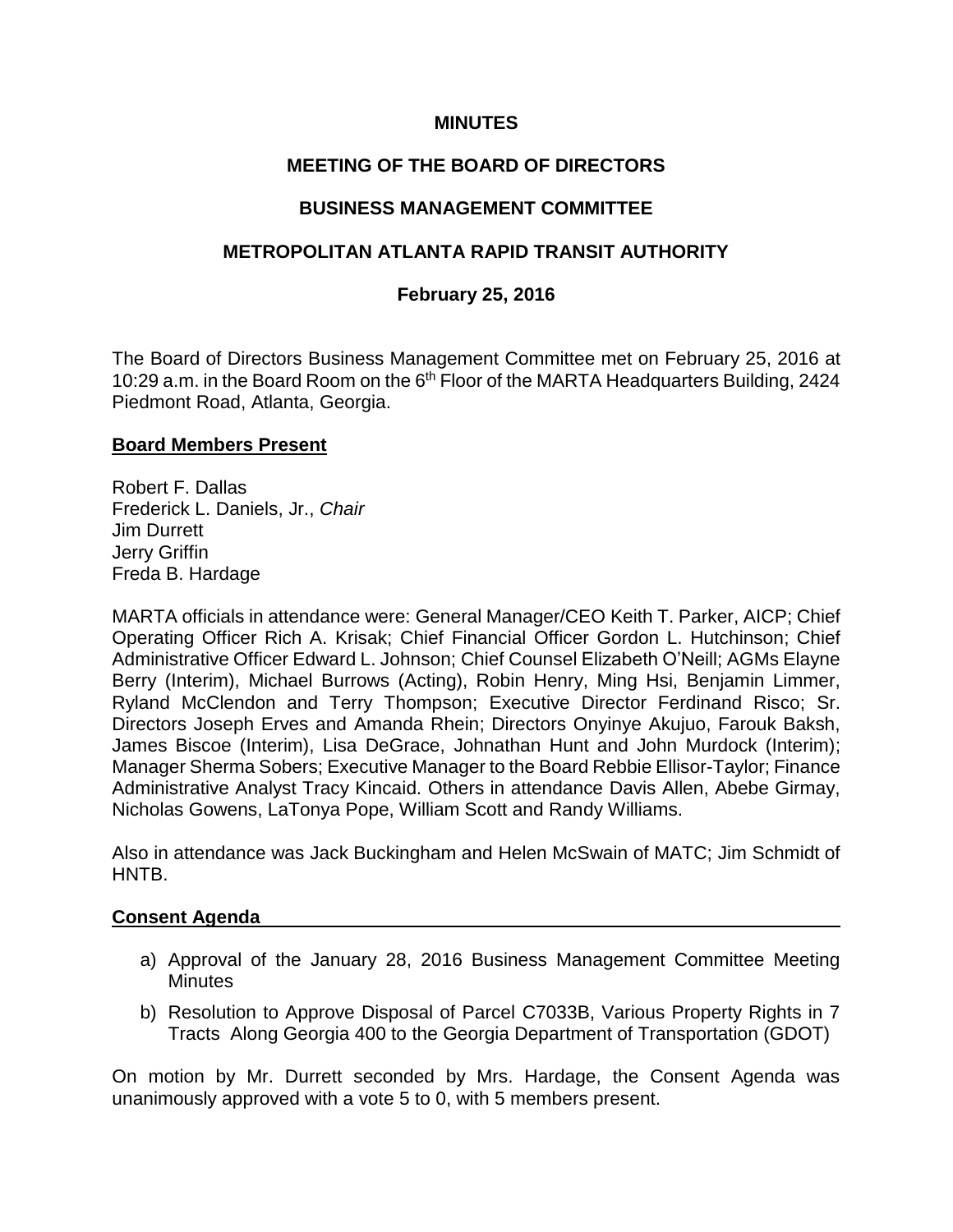**MINUTES**

**MEETING OF THE BOARD OF DIRECTORS**

**BUSINESS MANAGEMENT COMMITTEE**

**METROPOLITAN ATLANTA RAPID TRANSIT AUTHORITY**

**February 25, 2016**

The Board of Directors Business Management Committee met on February 25, 2016 at 10:29 a.m. in the Board Room on the 6th Floor of the MARTA Headquarters Building, 2424 Piedmont Road, Atlanta, Georgia.

**Board Members Present**

Robert F. Dallas
Frederick L. Daniels, Jr., *Chair*
Jim Durrett
Jerry Griffin
Freda B. Hardage

MARTA officials in attendance were: General Manager/CEO Keith T. Parker, AICP; Chief Operating Officer Rich A. Krisak; Chief Financial Officer Gordon L. Hutchinson; Chief Administrative Officer Edward L. Johnson; Chief Counsel Elizabeth O'Neill; AGMs Elayne Berry (Interim), Michael Burrows (Acting), Robin Henry, Ming Hsi, Benjamin Limmer, Ryland McClendon and Terry Thompson; Executive Director Ferdinand Risco; Sr. Directors Joseph Erves and Amanda Rhein; Directors Onyinye Akujuo, Farouk Baksh, James Biscoe (Interim), Lisa DeGrace, Johnathan Hunt and John Murdock (Interim); Manager Sherma Sobers; Executive Manager to the Board Rebbie Ellisor-Taylor; Finance Administrative Analyst Tracy Kincaid. Others in attendance Davis Allen, Abebe Girmay, Nicholas Gowens, LaTonya Pope, William Scott and Randy Williams.

Also in attendance was Jack Buckingham and Helen McSwain of MATC; Jim Schmidt of HNTB.

**Consent Agenda**

a) Approval of the January 28, 2016 Business Management Committee Meeting Minutes
b) Resolution to Approve Disposal of Parcel C7033B, Various Property Rights in 7 Tracts Along Georgia 400 to the Georgia Department of Transportation (GDOT)

On motion by Mr. Durrett seconded by Mrs. Hardage, the Consent Agenda was unanimously approved with a vote 5 to 0, with 5 members present.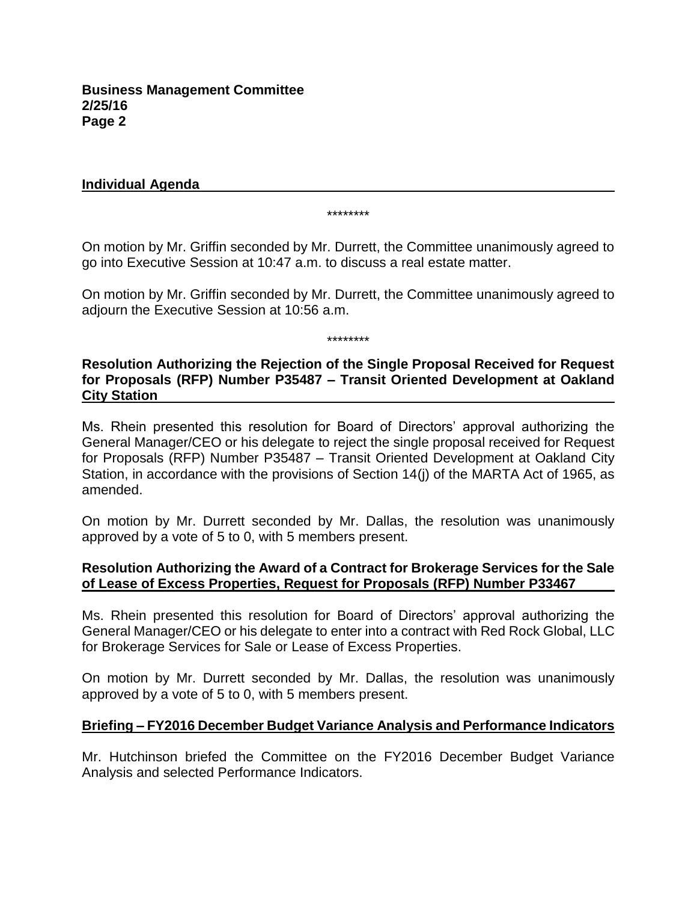## Individual Agenda

\*\*\*\*\*\*\*\*

On motion by Mr. Griffin seconded by Mr. Durrett, the Committee unanimously agreed to go into Executive Session at 10:47 a.m. to discuss a real estate matter.

On motion by Mr. Griffin seconded by Mr. Durrett, the Committee unanimously agreed to adjourn the Executive Session at 10:56 a.m.

\*\*\*\*\*\*\*\*

**Resolution Authorizing the Rejection of the Single Proposal Received for Request for Proposals (RFP) Number P35487 – Transit Oriented Development at Oakland City Station**

Ms. Rhein presented this resolution for Board of Directors' approval authorizing the General Manager/CEO or his delegate to reject the single proposal received for Request for Proposals (RFP) Number P35487 – Transit Oriented Development at Oakland City Station, in accordance with the provisions of Section 14(j) of the MARTA Act of 1965, as amended.

On motion by Mr. Durrett seconded by Mr. Dallas, the resolution was unanimously approved by a vote of 5 to 0, with 5 members present.

**Resolution Authorizing the Award of a Contract for Brokerage Services for the Sale of Lease of Excess Properties, Request for Proposals (RFP) Number P33467**

Ms. Rhein presented this resolution for Board of Directors' approval authorizing the General Manager/CEO or his delegate to enter into a contract with Red Rock Global, LLC for Brokerage Services for Sale or Lease of Excess Properties.

On motion by Mr. Durrett seconded by Mr. Dallas, the resolution was unanimously approved by a vote of 5 to 0, with 5 members present.

**Briefing – FY2016 December Budget Variance Analysis and Performance Indicators**

Mr. Hutchinson briefed the Committee on the FY2016 December Budget Variance Analysis and selected Performance Indicators.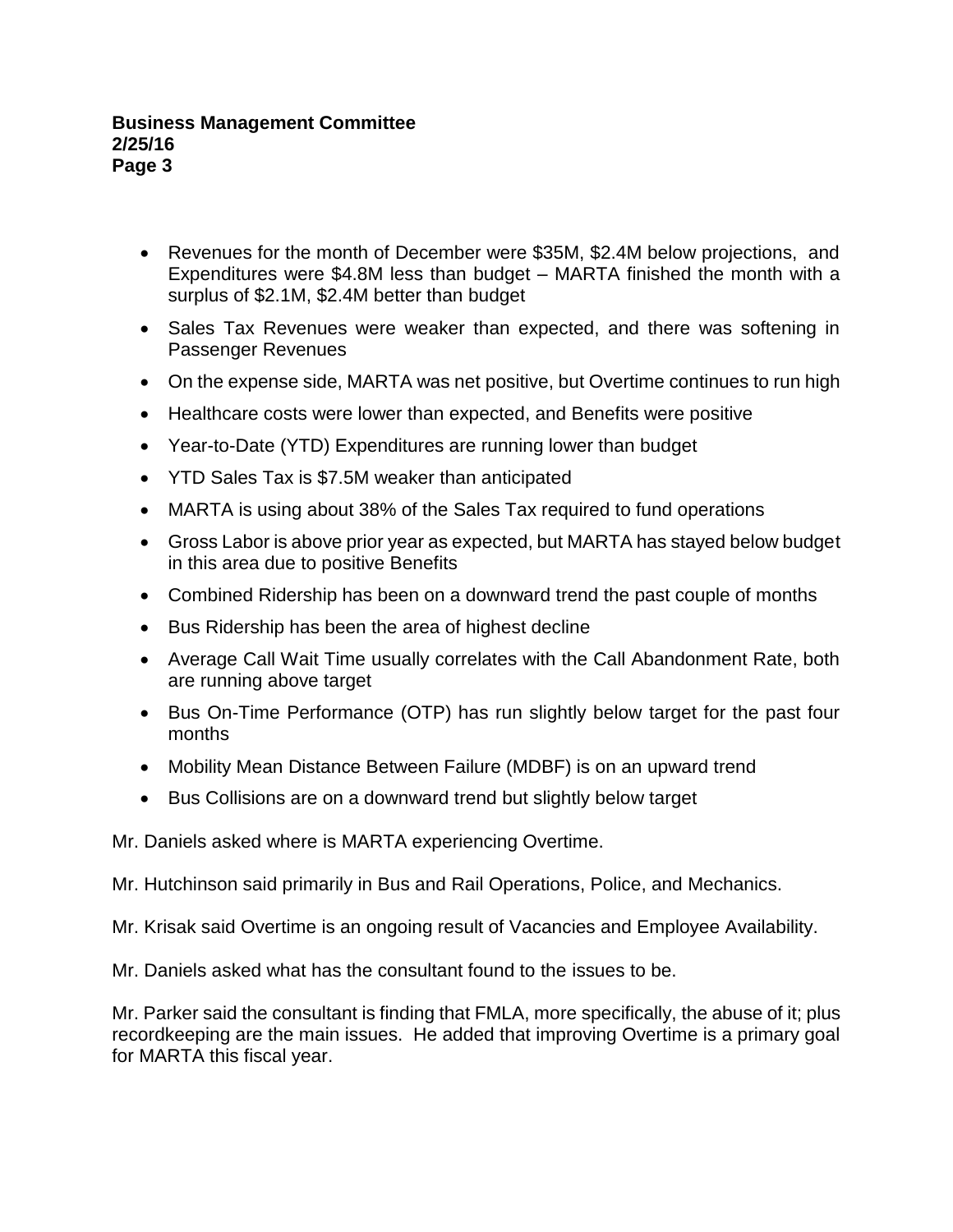- Revenues for the month of December were $35M, $2.4M below projections, and Expenditures were $4.8M less than budget – MARTA finished the month with a surplus of $2.1M, $2.4M better than budget
- Sales Tax Revenues were weaker than expected, and there was softening in Passenger Revenues
- On the expense side, MARTA was net positive, but Overtime continues to run high
- Healthcare costs were lower than expected, and Benefits were positive
- Year-to-Date (YTD) Expenditures are running lower than budget
- YTD Sales Tax is $7.5M weaker than anticipated
- MARTA is using about 38% of the Sales Tax required to fund operations
- Gross Labor is above prior year as expected, but MARTA has stayed below budget in this area due to positive Benefits
- Combined Ridership has been on a downward trend the past couple of months
- Bus Ridership has been the area of highest decline
- Average Call Wait Time usually correlates with the Call Abandonment Rate, both are running above target
- Bus On-Time Performance (OTP) has run slightly below target for the past four months
- Mobility Mean Distance Between Failure (MDBF) is on an upward trend
- Bus Collisions are on a downward trend but slightly below target

Mr. Daniels asked where is MARTA experiencing Overtime.

Mr. Hutchinson said primarily in Bus and Rail Operations, Police, and Mechanics.

Mr. Krisak said Overtime is an ongoing result of Vacancies and Employee Availability.

Mr. Daniels asked what has the consultant found to the issues to be.

Mr. Parker said the consultant is finding that FMLA, more specifically, the abuse of it; plus recordkeeping are the main issues. He added that improving Overtime is a primary goal for MARTA this fiscal year.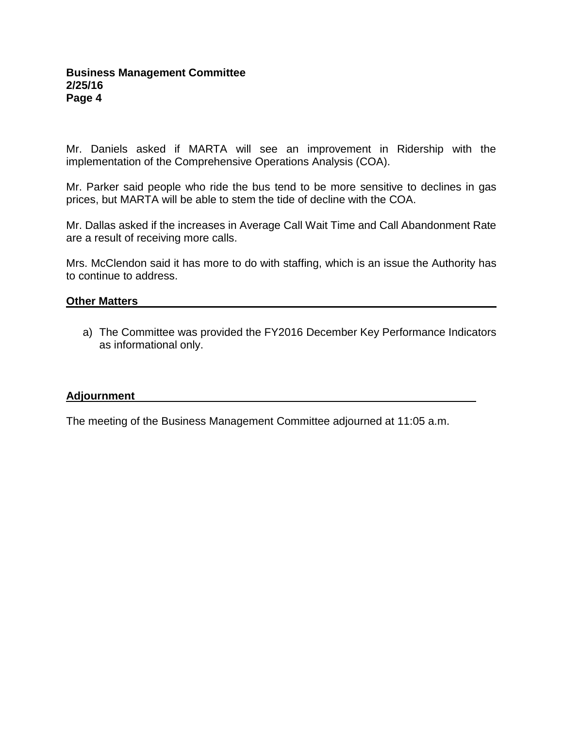Mr. Daniels asked if MARTA will see an improvement in Ridership with the implementation of the Comprehensive Operations Analysis (COA).

Mr. Parker said people who ride the bus tend to be more sensitive to declines in gas prices, but MARTA will be able to stem the tide of decline with the COA.

Mr. Dallas asked if the increases in Average Call Wait Time and Call Abandonment Rate are a result of receiving more calls.

Mrs. McClendon said it has more to do with staffing, which is an issue the Authority has to continue to address.

## Other Matters

a) The Committee was provided the FY2016 December Key Performance Indicators as informational only.

## Adjournment

The meeting of the Business Management Committee adjourned at 11:05 a.m.